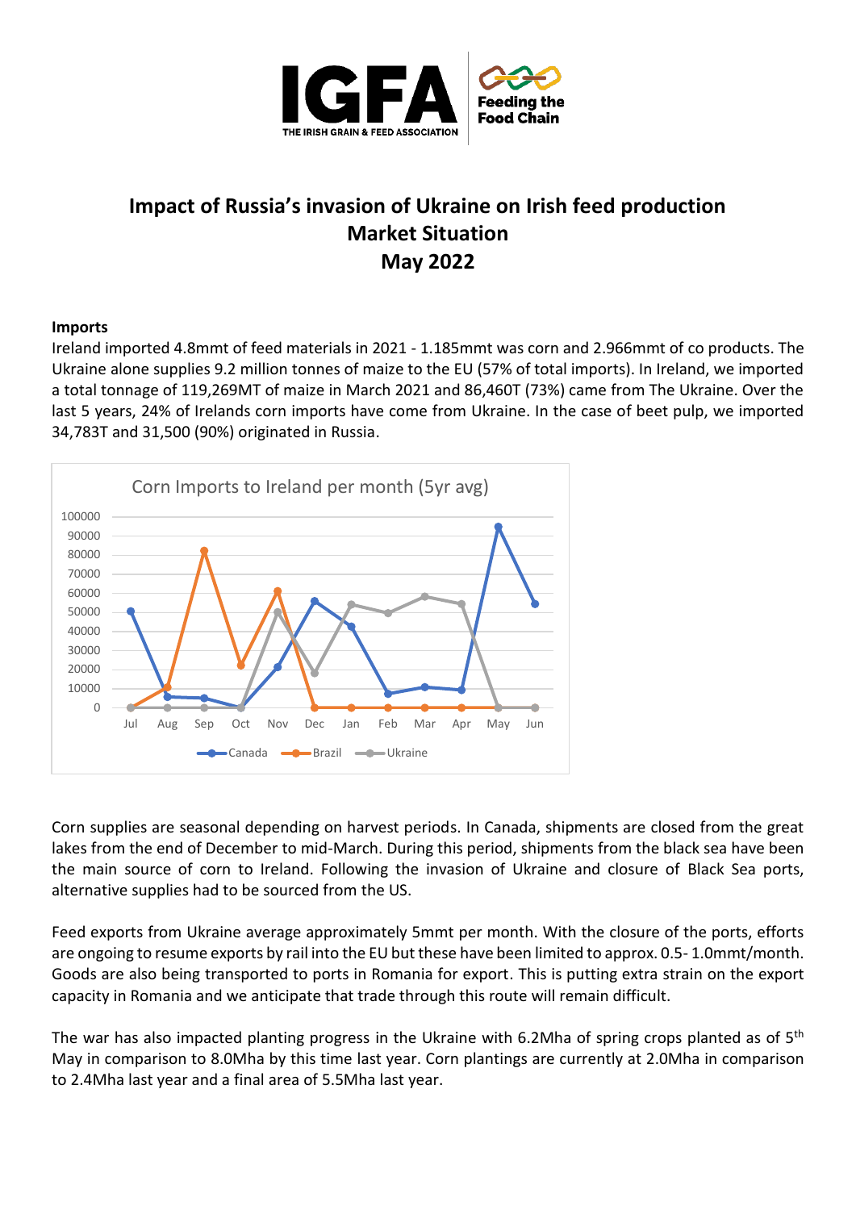# Impact of Russia's invasion of Ukraine on Irish feed production
## Market Situation
## May 2022

**Imports**

Ireland imported 4.8mmt of feed materials in 2021 - 1.185mmt was corn and 2.966mmt of co products. The Ukraine alone supplies 9.2 million tonnes of maize to the EU (57% of total imports). In Ireland, we imported a total tonnage of 119,269MT of maize in March 2021 and 86,460T (73%) came from The Ukraine. Over the last 5 years, 24% of Irelands corn imports have come from Ukraine. In the case of beet pulp, we imported 34,783T and 31,500 (90%) originated in Russia.

Corn Imports to Ireland per month (5yr avg)

Corn supplies are seasonal depending on harvest periods. In Canada, shipments are closed from the great lakes from the end of December to mid-March. During this period, shipments from the black sea have been the main source of corn to Ireland. Following the invasion of Ukraine and closure of Black Sea ports, alternative supplies had to be sourced from the US.

Feed exports from Ukraine average approximately 5mmt per month. With the closure of the ports, efforts are ongoing to resume exports by rail into the EU but these have been limited to approx. 0.5- 1.0mmt/month. Goods are also being transported to ports in Romania for export. This is putting extra strain on the export capacity in Romania and we anticipate that trade through this route will remain difficult.

The war has also impacted planting progress in the Ukraine with 6.2Mha of spring crops planted as of 5th May in comparison to 8.0Mha by this time last year. Corn plantings are currently at 2.0Mha in comparison to 2.4Mha last year and a final area of 5.5Mha last year.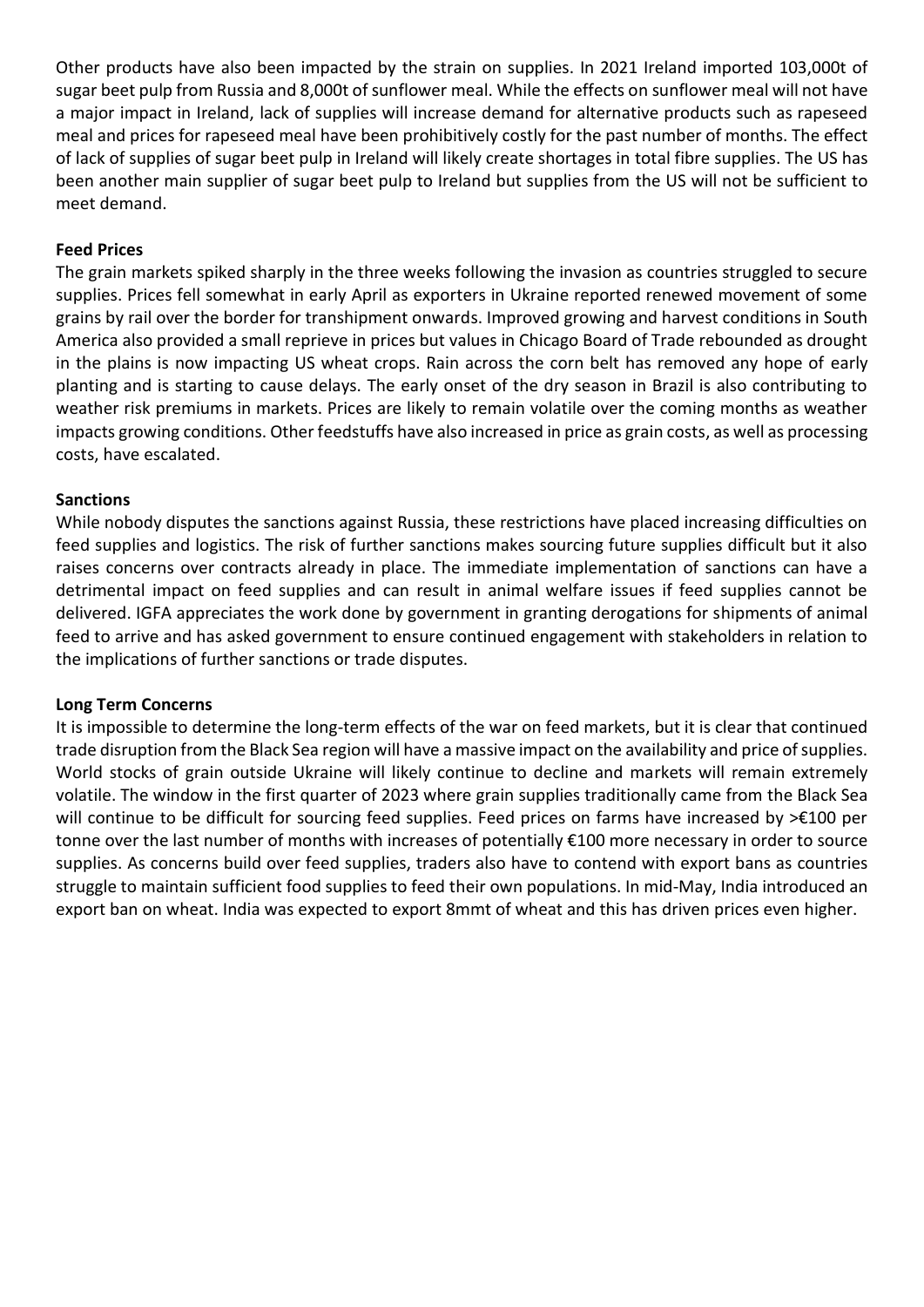Other products have also been impacted by the strain on supplies. In 2021 Ireland imported 103,000t of sugar beet pulp from Russia and 8,000t of sunflower meal. While the effects on sunflower meal will not have a major impact in Ireland, lack of supplies will increase demand for alternative products such as rapeseed meal and prices for rapeseed meal have been prohibitively costly for the past number of months. The effect of lack of supplies of sugar beet pulp in Ireland will likely create shortages in total fibre supplies. The US has been another main supplier of sugar beet pulp to Ireland but supplies from the US will not be sufficient to meet demand.

**Feed Prices**

The grain markets spiked sharply in the three weeks following the invasion as countries struggled to secure supplies. Prices fell somewhat in early April as exporters in Ukraine reported renewed movement of some grains by rail over the border for transhipment onwards. Improved growing and harvest conditions in South America also provided a small reprieve in prices but values in Chicago Board of Trade rebounded as drought in the plains is now impacting US wheat crops. Rain across the corn belt has removed any hope of early planting and is starting to cause delays. The early onset of the dry season in Brazil is also contributing to weather risk premiums in markets. Prices are likely to remain volatile over the coming months as weather impacts growing conditions. Other feedstuffs have also increased in price as grain costs, as well as processing costs, have escalated.

**Sanctions**

While nobody disputes the sanctions against Russia, these restrictions have placed increasing difficulties on feed supplies and logistics. The risk of further sanctions makes sourcing future supplies difficult but it also raises concerns over contracts already in place. The immediate implementation of sanctions can have a detrimental impact on feed supplies and can result in animal welfare issues if feed supplies cannot be delivered. IGFA appreciates the work done by government in granting derogations for shipments of animal feed to arrive and has asked government to ensure continued engagement with stakeholders in relation to the implications of further sanctions or trade disputes.

**Long Term Concerns**

It is impossible to determine the long-term effects of the war on feed markets, but it is clear that continued trade disruption from the Black Sea region will have a massive impact on the availability and price of supplies. World stocks of grain outside Ukraine will likely continue to decline and markets will remain extremely volatile. The window in the first quarter of 2023 where grain supplies traditionally came from the Black Sea will continue to be difficult for sourcing feed supplies. Feed prices on farms have increased by >€100 per tonne over the last number of months with increases of potentially €100 more necessary in order to source supplies. As concerns build over feed supplies, traders also have to contend with export bans as countries struggle to maintain sufficient food supplies to feed their own populations. In mid-May, India introduced an export ban on wheat. India was expected to export 8mmt of wheat and this has driven prices even higher.